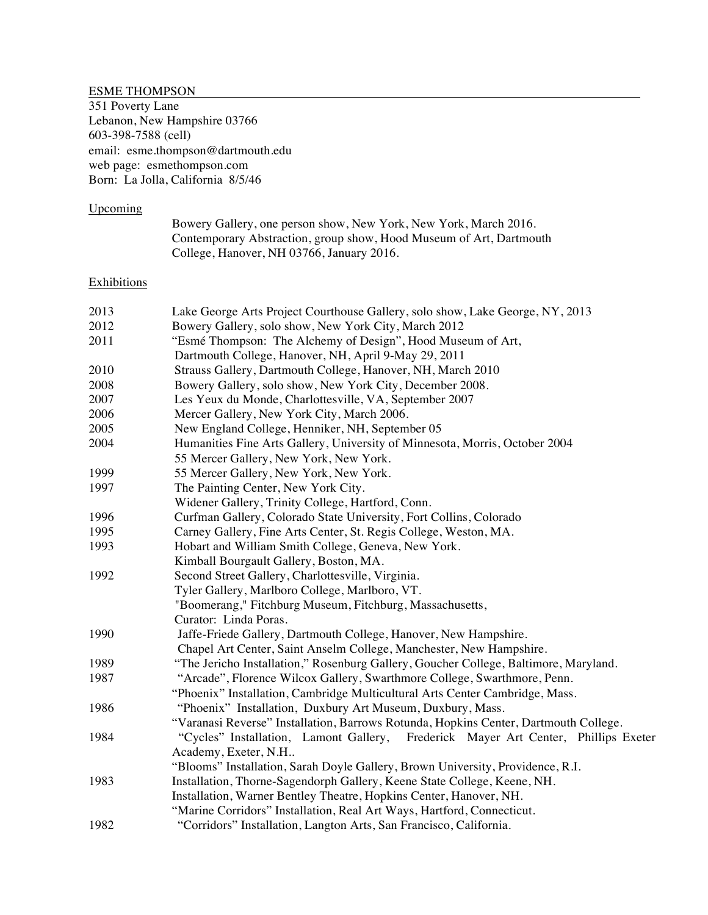# ESME THOMPSON

351 Poverty Lane
Lebanon, New Hampshire 03766
603-398-7588 (cell)
email: esme.thompson@dartmouth.edu
web page: esmethompson.com
Born: La Jolla, California 8/5/46

## Upcoming

Bowery Gallery, one person show, New York, New York, March 2016.
Contemporary Abstraction, group show, Hood Museum of Art, Dartmouth College, Hanover, NH 03766, January 2016.

## Exhibitions

| | |
|---|---|
| 2013 | Lake George Arts Project Courthouse Gallery, solo show, Lake George, NY, 2013 |
| 2012 | Bowery Gallery, solo show, New York City, March 2012 |
| 2011 | "Esmé Thompson: The Alchemy of Design", Hood Museum of Art, Dartmouth College, Hanover, NH, April 9-May 29, 2011 |
| 2010 | Strauss Gallery, Dartmouth College, Hanover, NH, March 2010 |
| 2008 | Bowery Gallery, solo show, New York City, December 2008. |
| 2007 | Les Yeux du Monde, Charlottesville, VA, September 2007 |
| 2006 | Mercer Gallery, New York City, March 2006. |
| 2005 | New England College, Henniker, NH, September 05 |
| 2004 | Humanities Fine Arts Gallery, University of Minnesota, Morris, October 2004 |
| | 55 Mercer Gallery, New York, New York. |
| 1999 | 55 Mercer Gallery, New York, New York. |
| 1997 | The Painting Center, New York City. |
| | Widener Gallery, Trinity College, Hartford, Conn. |
| 1996 | Curfman Gallery, Colorado State University, Fort Collins, Colorado |
| 1995 | Carney Gallery, Fine Arts Center, St. Regis College, Weston, MA. |
| 1993 | Hobart and William Smith College, Geneva, New York. |
| | Kimball Bourgault Gallery, Boston, MA. |
| 1992 | Second Street Gallery, Charlottesville, Virginia. |
| | Tyler Gallery, Marlboro College, Marlboro, VT. |
| | "Boomerang," Fitchburg Museum, Fitchburg, Massachusetts, Curator: Linda Poras. |
| 1990 | Jaffe-Friede Gallery, Dartmouth College, Hanover, New Hampshire. |
| | Chapel Art Center, Saint Anselm College, Manchester, New Hampshire. |
| 1989 | "The Jericho Installation," Rosenburg Gallery, Goucher College, Baltimore, Maryland. |
| 1987 | "Arcade", Florence Wilcox Gallery, Swarthmore College, Swarthmore, Penn. |
| | "Phoenix" Installation, Cambridge Multicultural Arts Center Cambridge, Mass. |
| 1986 | "Phoenix" Installation, Duxbury Art Museum, Duxbury, Mass. |
| | "Varanasi Reverse" Installation, Barrows Rotunda, Hopkins Center, Dartmouth College. |
| 1984 | "Cycles" Installation, Lamont Gallery, Frederick Mayer Art Center, Phillips Exeter Academy, Exeter, N.H.. |
| | "Blooms" Installation, Sarah Doyle Gallery, Brown University, Providence, R.I. |
| 1983 | Installation, Thorne-Sagendorph Gallery, Keene State College, Keene, NH. |
| | Installation, Warner Bentley Theatre, Hopkins Center, Hanover, NH. |
| | "Marine Corridors" Installation, Real Art Ways, Hartford, Connecticut. |
| 1982 | "Corridors" Installation, Langton Arts, San Francisco, California. |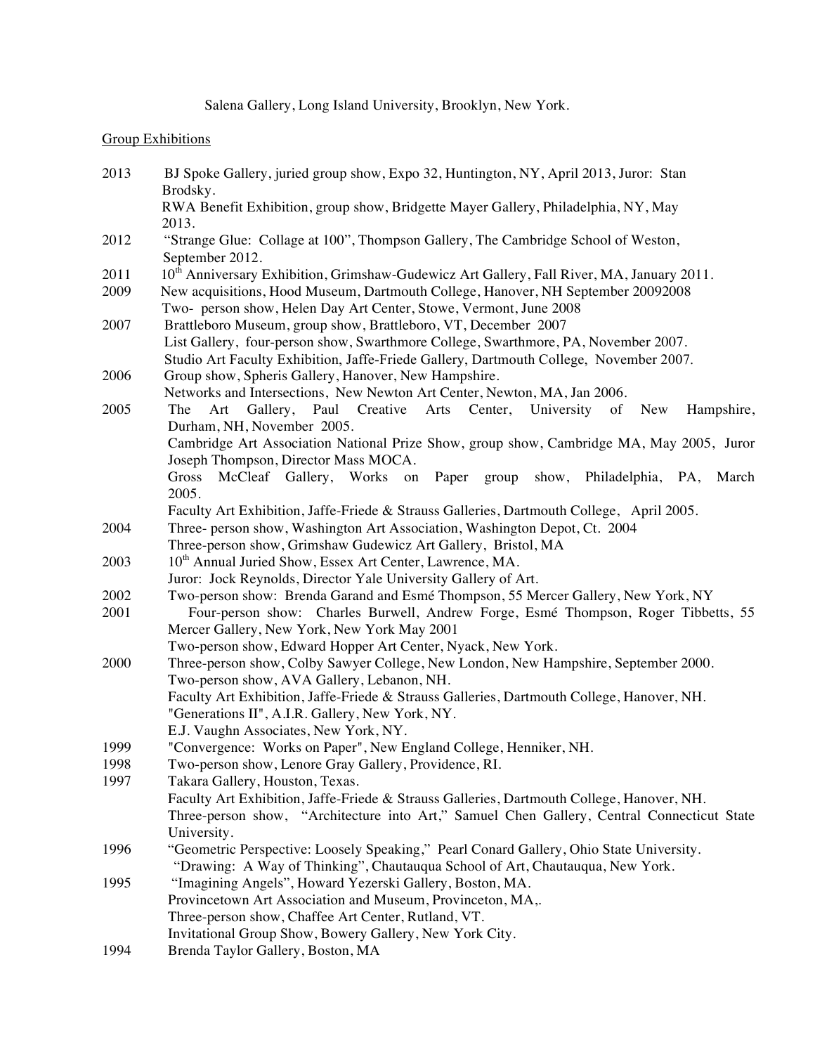Salena Gallery, Long Island University, Brooklyn, New York.

Group Exhibitions

2013 BJ Spoke Gallery, juried group show, Expo 32, Huntington, NY, April 2013, Juror: Stan Brodsky.
RWA Benefit Exhibition, group show, Bridgette Mayer Gallery, Philadelphia, NY, May 2013.

2012 "Strange Glue: Collage at 100", Thompson Gallery, The Cambridge School of Weston, September 2012.

2011 10th Anniversary Exhibition, Grimshaw-Gudewicz Art Gallery, Fall River, MA, January 2011.

2009 New acquisitions, Hood Museum, Dartmouth College, Hanover, NH September 20092008
Two- person show, Helen Day Art Center, Stowe, Vermont, June 2008

2007 Brattleboro Museum, group show, Brattleboro, VT, December 2007
List Gallery, four-person show, Swarthmore College, Swarthmore, PA, November 2007.
Studio Art Faculty Exhibition, Jaffe-Friede Gallery, Dartmouth College, November 2007.

2006 Group show, Spheris Gallery, Hanover, New Hampshire.
Networks and Intersections, New Newton Art Center, Newton, MA, Jan 2006.

2005 The Art Gallery, Paul Creative Arts Center, University of New Hampshire, Durham, NH, November 2005.
Cambridge Art Association National Prize Show, group show, Cambridge MA, May 2005, Juror Joseph Thompson, Director Mass MOCA.
Gross McCleaf Gallery, Works on Paper group show, Philadelphia, PA, March 2005.
Faculty Art Exhibition, Jaffe-Friede & Strauss Galleries, Dartmouth College, April 2005.

2004 Three- person show, Washington Art Association, Washington Depot, Ct. 2004
Three-person show, Grimshaw Gudewicz Art Gallery, Bristol, MA

2003 10th Annual Juried Show, Essex Art Center, Lawrence, MA.
Juror: Jock Reynolds, Director Yale University Gallery of Art.

2002 Two-person show: Brenda Garand and Esmé Thompson, 55 Mercer Gallery, New York, NY

2001 Four-person show: Charles Burwell, Andrew Forge, Esmé Thompson, Roger Tibbetts, 55 Mercer Gallery, New York, New York May 2001
Two-person show, Edward Hopper Art Center, Nyack, New York.

2000 Three-person show, Colby Sawyer College, New London, New Hampshire, September 2000.
Two-person show, AVA Gallery, Lebanon, NH.
Faculty Art Exhibition, Jaffe-Friede & Strauss Galleries, Dartmouth College, Hanover, NH.
"Generations II", A.I.R. Gallery, New York, NY.
E.J. Vaughn Associates, New York, NY.

1999 "Convergence: Works on Paper", New England College, Henniker, NH.

1998 Two-person show, Lenore Gray Gallery, Providence, RI.

1997 Takara Gallery, Houston, Texas.
Faculty Art Exhibition, Jaffe-Friede & Strauss Galleries, Dartmouth College, Hanover, NH.
Three-person show, "Architecture into Art," Samuel Chen Gallery, Central Connecticut State University.

1996 "Geometric Perspective: Loosely Speaking," Pearl Conard Gallery, Ohio State University.
"Drawing: A Way of Thinking", Chautauqua School of Art, Chautauqua, New York.

1995 "Imagining Angels", Howard Yezerski Gallery, Boston, MA.
Provincetown Art Association and Museum, Provinceton, MA,.
Three-person show, Chaffee Art Center, Rutland, VT.
Invitational Group Show, Bowery Gallery, New York City.

1994 Brenda Taylor Gallery, Boston, MA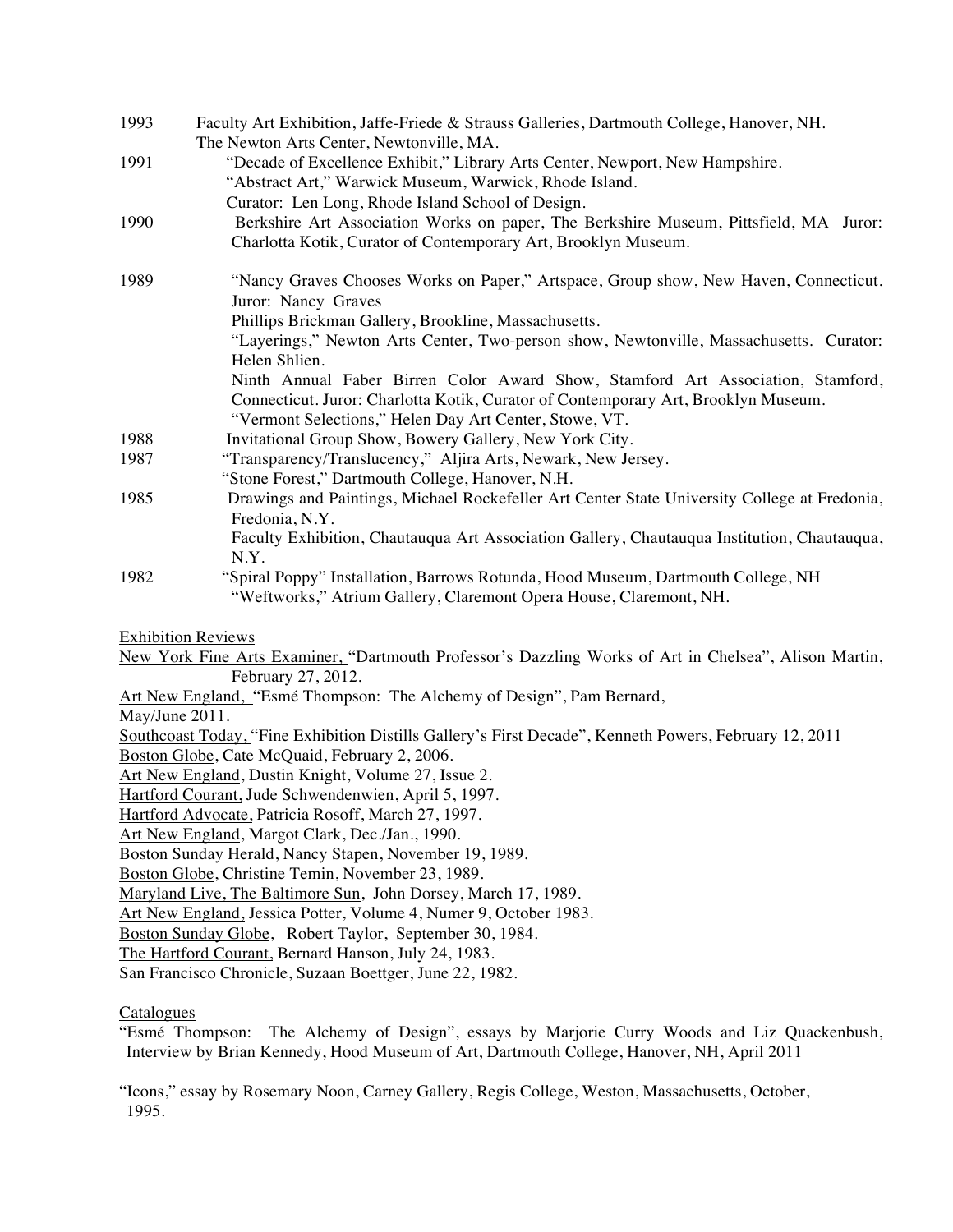1993 Faculty Art Exhibition, Jaffe-Friede & Strauss Galleries, Dartmouth College, Hanover, NH.
The Newton Arts Center, Newtonville, MA.

1991 "Decade of Excellence Exhibit," Library Arts Center, Newport, New Hampshire.
"Abstract Art," Warwick Museum, Warwick, Rhode Island.
Curator: Len Long, Rhode Island School of Design.

1990 Berkshire Art Association Works on paper, The Berkshire Museum, Pittsfield, MA Juror: Charlotta Kotik, Curator of Contemporary Art, Brooklyn Museum.

1989 "Nancy Graves Chooses Works on Paper," Artspace, Group show, New Haven, Connecticut. Juror: Nancy Graves
Phillips Brickman Gallery, Brookline, Massachusetts.
"Layerings," Newton Arts Center, Two-person show, Newtonville, Massachusetts. Curator: Helen Shlien.
Ninth Annual Faber Birren Color Award Show, Stamford Art Association, Stamford, Connecticut. Juror: Charlotta Kotik, Curator of Contemporary Art, Brooklyn Museum.
"Vermont Selections," Helen Day Art Center, Stowe, VT.

1988 Invitational Group Show, Bowery Gallery, New York City.

1987 "Transparency/Translucency," Aljira Arts, Newark, New Jersey.
"Stone Forest," Dartmouth College, Hanover, N.H.

1985 Drawings and Paintings, Michael Rockefeller Art Center State University College at Fredonia, Fredonia, N.Y.
Faculty Exhibition, Chautauqua Art Association Gallery, Chautauqua Institution, Chautauqua, N.Y.

1982 "Spiral Poppy" Installation, Barrows Rotunda, Hood Museum, Dartmouth College, NH
"Weftworks," Atrium Gallery, Claremont Opera House, Claremont, NH.

Exhibition Reviews

New York Fine Arts Examiner, "Dartmouth Professor's Dazzling Works of Art in Chelsea", Alison Martin, February 27, 2012.
Art New England, "Esmé Thompson: The Alchemy of Design", Pam Bernard, May/June 2011.
Southcoast Today, "Fine Exhibition Distills Gallery's First Decade", Kenneth Powers, February 12, 2011
Boston Globe, Cate McQuaid, February 2, 2006.
Art New England, Dustin Knight, Volume 27, Issue 2.
Hartford Courant, Jude Schwendenwien, April 5, 1997.
Hartford Advocate, Patricia Rosoff, March 27, 1997.
Art New England, Margot Clark, Dec./Jan., 1990.
Boston Sunday Herald, Nancy Stapen, November 19, 1989.
Boston Globe, Christine Temin, November 23, 1989.
Maryland Live, The Baltimore Sun, John Dorsey, March 17, 1989.
Art New England, Jessica Potter, Volume 4, Numer 9, October 1983.
Boston Sunday Globe, Robert Taylor, September 30, 1984.
The Hartford Courant, Bernard Hanson, July 24, 1983.
San Francisco Chronicle, Suzaan Boettger, June 22, 1982.

Catalogues

"Esmé Thompson: The Alchemy of Design", essays by Marjorie Curry Woods and Liz Quackenbush, Interview by Brian Kennedy, Hood Museum of Art, Dartmouth College, Hanover, NH, April 2011

"Icons," essay by Rosemary Noon, Carney Gallery, Regis College, Weston, Massachusetts, October, 1995.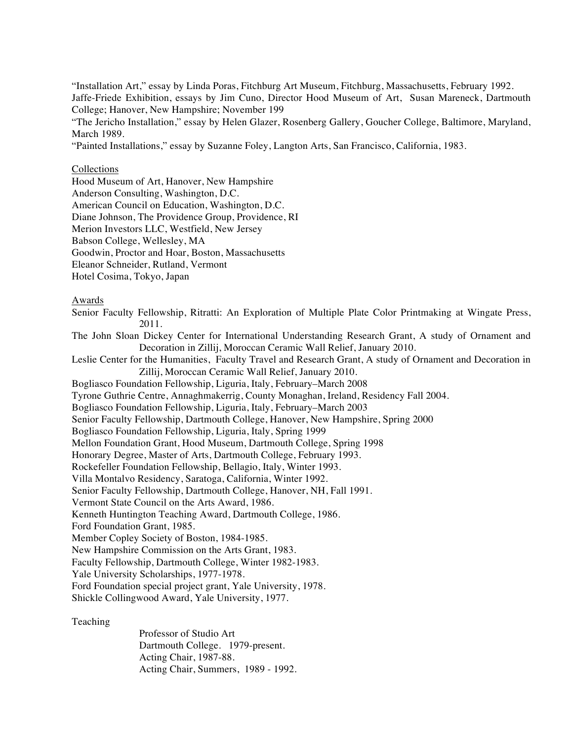"Installation Art," essay by Linda Poras, Fitchburg Art Museum, Fitchburg, Massachusetts, February 1992.
Jaffe-Friede Exhibition, essays by Jim Cuno, Director Hood Museum of Art, Susan Mareneck, Dartmouth College; Hanover, New Hampshire; November 199
"The Jericho Installation," essay by Helen Glazer, Rosenberg Gallery, Goucher College, Baltimore, Maryland, March 1989.
"Painted Installations," essay by Suzanne Foley, Langton Arts, San Francisco, California, 1983.

Collections

Hood Museum of Art, Hanover, New Hampshire
Anderson Consulting, Washington, D.C.
American Council on Education, Washington, D.C.
Diane Johnson, The Providence Group, Providence, RI
Merion Investors LLC, Westfield, New Jersey
Babson College, Wellesley, MA
Goodwin, Proctor and Hoar, Boston, Massachusetts
Eleanor Schneider, Rutland, Vermont
Hotel Cosima, Tokyo, Japan

Awards

Senior Faculty Fellowship, Ritratti: An Exploration of Multiple Plate Color Printmaking at Wingate Press, 2011.
The John Sloan Dickey Center for International Understanding Research Grant, A study of Ornament and Decoration in Zillij, Moroccan Ceramic Wall Relief, January 2010.
Leslie Center for the Humanities, Faculty Travel and Research Grant, A study of Ornament and Decoration in Zillij, Moroccan Ceramic Wall Relief, January 2010.
Bogliasco Foundation Fellowship, Liguria, Italy, February–March 2008
Tyrone Guthrie Centre, Annaghmakerrig, County Monaghan, Ireland, Residency Fall 2004.
Bogliasco Foundation Fellowship, Liguria, Italy, February–March 2003
Senior Faculty Fellowship, Dartmouth College, Hanover, New Hampshire, Spring 2000
Bogliasco Foundation Fellowship, Liguria, Italy, Spring 1999
Mellon Foundation Grant, Hood Museum, Dartmouth College, Spring 1998
Honorary Degree, Master of Arts, Dartmouth College, February 1993.
Rockefeller Foundation Fellowship, Bellagio, Italy, Winter 1993.
Villa Montalvo Residency, Saratoga, California, Winter 1992.
Senior Faculty Fellowship, Dartmouth College, Hanover, NH, Fall 1991.
Vermont State Council on the Arts Award, 1986.
Kenneth Huntington Teaching Award, Dartmouth College, 1986.
Ford Foundation Grant, 1985.
Member Copley Society of Boston, 1984-1985.
New Hampshire Commission on the Arts Grant, 1983.
Faculty Fellowship, Dartmouth College, Winter 1982-1983.
Yale University Scholarships, 1977-1978.
Ford Foundation special project grant, Yale University, 1978.
Shickle Collingwood Award, Yale University, 1977.

Teaching

Professor of Studio Art
Dartmouth College. 1979-present.
Acting Chair, 1987-88.
Acting Chair, Summers, 1989 - 1992.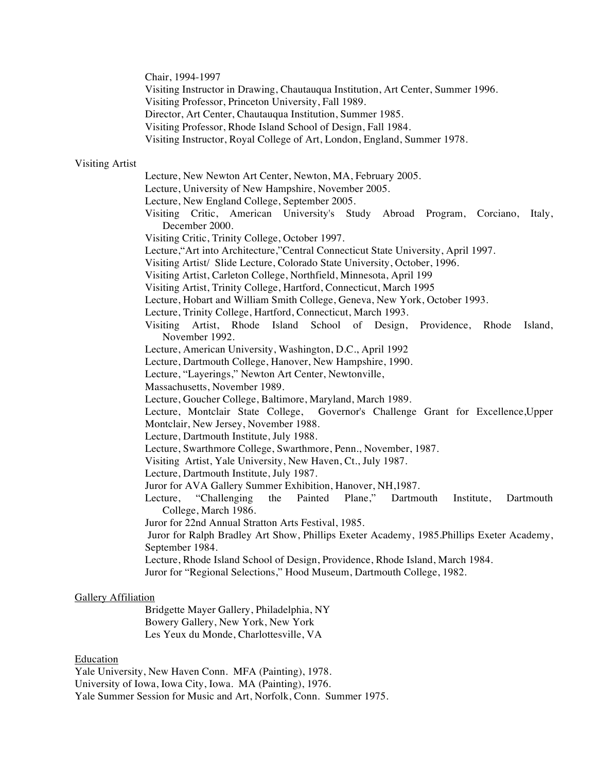Chair, 1994-1997
Visiting Instructor in Drawing, Chautauqua Institution, Art Center, Summer 1996.
Visiting Professor, Princeton University, Fall 1989.
Director, Art Center, Chautauqua Institution, Summer 1985.
Visiting Professor, Rhode Island School of Design, Fall 1984.
Visiting Instructor, Royal College of Art, London, England, Summer 1978.

Visiting Artist

Lecture, New Newton Art Center, Newton, MA, February 2005.
Lecture, University of New Hampshire, November 2005.
Lecture, New England College, September 2005.
Visiting Critic, American University's Study Abroad Program, Corciano, Italy, December 2000.
Visiting Critic, Trinity College, October 1997.
Lecture,"Art into Architecture,"Central Connecticut State University, April 1997.
Visiting Artist/ Slide Lecture, Colorado State University, October, 1996.
Visiting Artist, Carleton College, Northfield, Minnesota, April 199
Visiting Artist, Trinity College, Hartford, Connecticut, March 1995
Lecture, Hobart and William Smith College, Geneva, New York, October 1993.
Lecture, Trinity College, Hartford, Connecticut, March 1993.
Visiting Artist, Rhode Island School of Design, Providence, Rhode Island, November 1992.
Lecture, American University, Washington, D.C., April 1992
Lecture, Dartmouth College, Hanover, New Hampshire, 1990.
Lecture, "Layerings," Newton Art Center, Newtonville,
Massachusetts, November 1989.
Lecture, Goucher College, Baltimore, Maryland, March 1989.
Lecture, Montclair State College, Governor's Challenge Grant for Excellence,Upper Montclair, New Jersey, November 1988.
Lecture, Dartmouth Institute, July 1988.
Lecture, Swarthmore College, Swarthmore, Penn., November, 1987.
Visiting Artist, Yale University, New Haven, Ct., July 1987.
Lecture, Dartmouth Institute, July 1987.
Juror for AVA Gallery Summer Exhibition, Hanover, NH,1987.
Lecture, "Challenging the Painted Plane," Dartmouth Institute, Dartmouth College, March 1986.
Juror for 22nd Annual Stratton Arts Festival, 1985.
Juror for Ralph Bradley Art Show, Phillips Exeter Academy, 1985.Phillips Exeter Academy, September 1984.
Lecture, Rhode Island School of Design, Providence, Rhode Island, March 1984.
Juror for "Regional Selections," Hood Museum, Dartmouth College, 1982.

Gallery Affiliation

Bridgette Mayer Gallery, Philadelphia, NY
Bowery Gallery, New York, New York
Les Yeux du Monde, Charlottesville, VA

Education

Yale University, New Haven Conn. MFA (Painting), 1978.
University of Iowa, Iowa City, Iowa. MA (Painting), 1976.
Yale Summer Session for Music and Art, Norfolk, Conn. Summer 1975.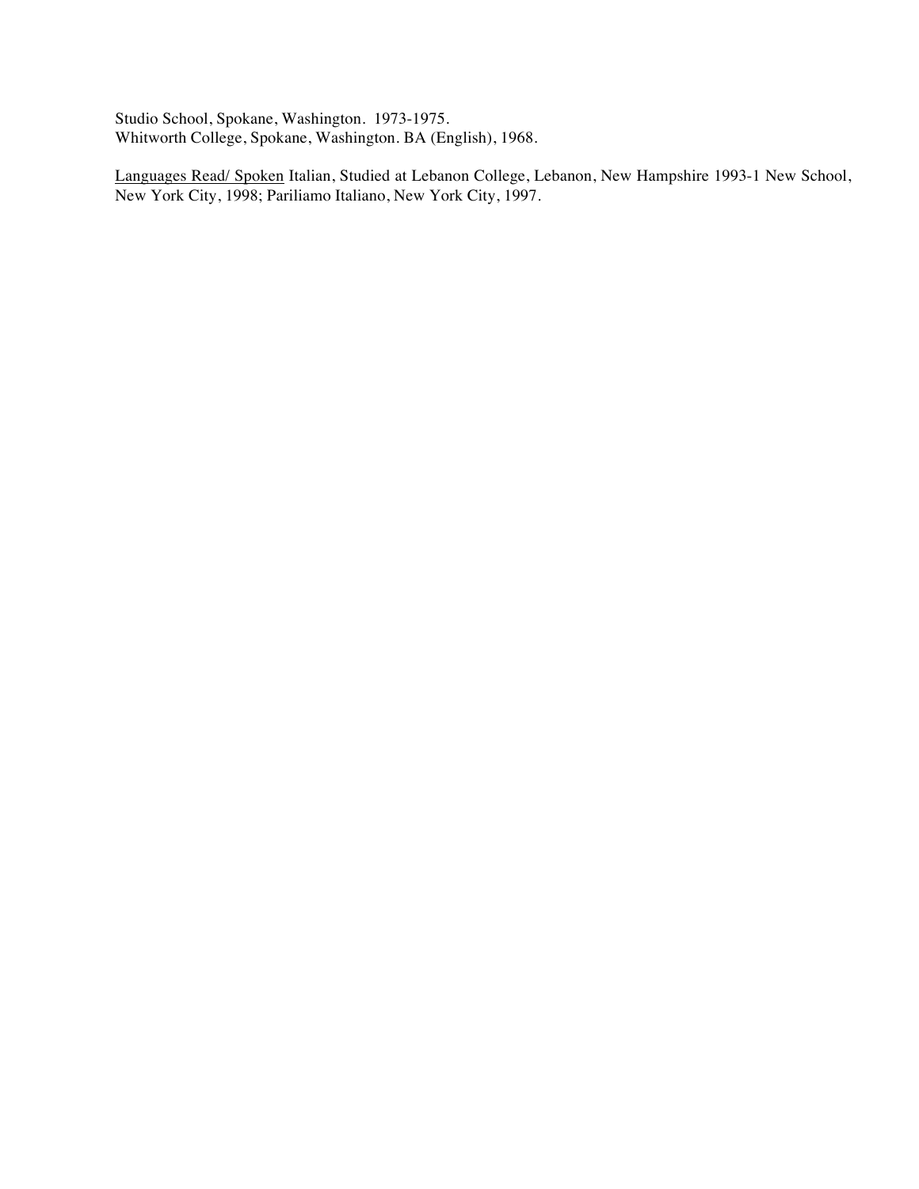Studio School, Spokane, Washington. 1973-1975.
Whitworth College, Spokane, Washington. BA (English), 1968.

<u>Languages Read/ Spoken</u> Italian, Studied at Lebanon College, Lebanon, New Hampshire 1993-1 New School, New York City, 1998; Pariliamo Italiano, New York City, 1997.